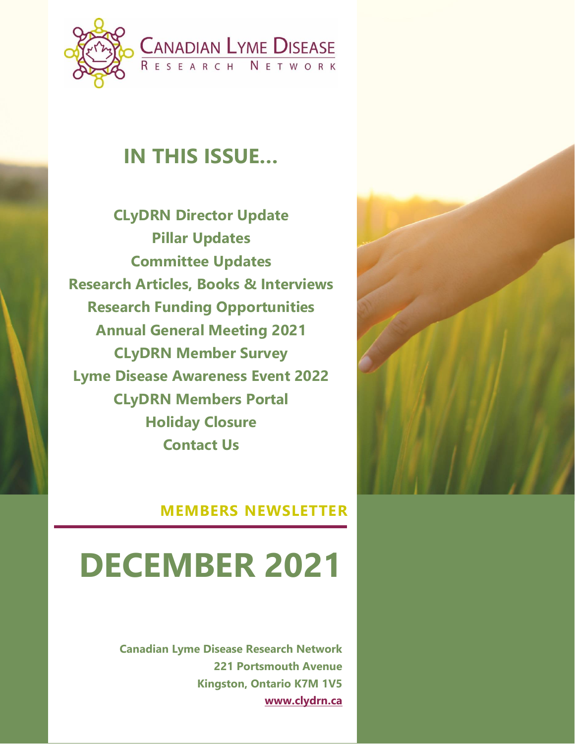**CANADIAN LYME DISEASE**
**RESEARCH NETWORK**

## IN THIS ISSUE...

**CLyDRN Director Update**
**Pillar Updates**
**Committee Updates**
**Research Articles, Books & Interviews**
**Research Funding Opportunities**
**Annual General Meeting 2021**
**CLyDRN Member Survey**
**Lyme Disease Awareness Event 2022**
**CLyDRN Members Portal**
**Holiday Closure**
**Contact Us**

**MEMBERS NEWSLETTER**

# DECEMBER 2021

**Canadian Lyme Disease Research Network**
**221 Portsmouth Avenue**
**Kingston, Ontario K7M 1V5**
**www.clydrn.ca**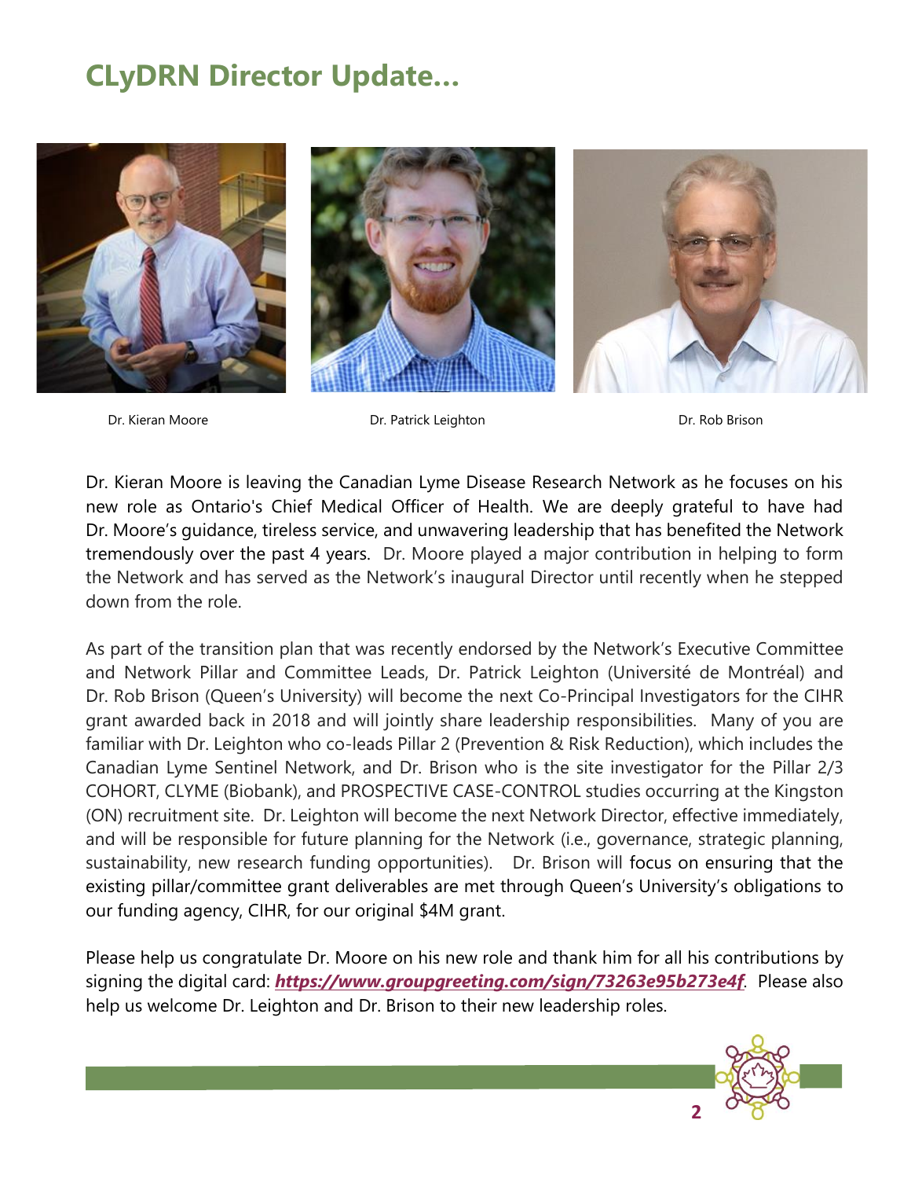# CLyDRN Director Update…

Dr. Kieran Moore

Dr. Patrick Leighton

Dr. Rob Brison

Dr. Kieran Moore is leaving the Canadian Lyme Disease Research Network as he focuses on his new role as Ontario's Chief Medical Officer of Health. We are deeply grateful to have had Dr. Moore's guidance, tireless service, and unwavering leadership that has benefited the Network tremendously over the past 4 years. Dr. Moore played a major contribution in helping to form the Network and has served as the Network's inaugural Director until recently when he stepped down from the role.

As part of the transition plan that was recently endorsed by the Network's Executive Committee and Network Pillar and Committee Leads, Dr. Patrick Leighton (Université de Montréal) and Dr. Rob Brison (Queen's University) will become the next Co-Principal Investigators for the CIHR grant awarded back in 2018 and will jointly share leadership responsibilities. Many of you are familiar with Dr. Leighton who co-leads Pillar 2 (Prevention & Risk Reduction), which includes the Canadian Lyme Sentinel Network, and Dr. Brison who is the site investigator for the Pillar 2/3 COHORT, CLYME (Biobank), and PROSPECTIVE CASE-CONTROL studies occurring at the Kingston (ON) recruitment site. Dr. Leighton will become the next Network Director, effective immediately, and will be responsible for future planning for the Network (i.e., governance, strategic planning, sustainability, new research funding opportunities). Dr. Brison will focus on ensuring that the existing pillar/committee grant deliverables are met through Queen's University's obligations to our funding agency, CIHR, for our original $4M grant.

Please help us congratulate Dr. Moore on his new role and thank him for all his contributions by signing the digital card: ***https://www.groupgreeting.com/sign/73263e95b273e4f***. Please also help us welcome Dr. Leighton and Dr. Brison to their new leadership roles.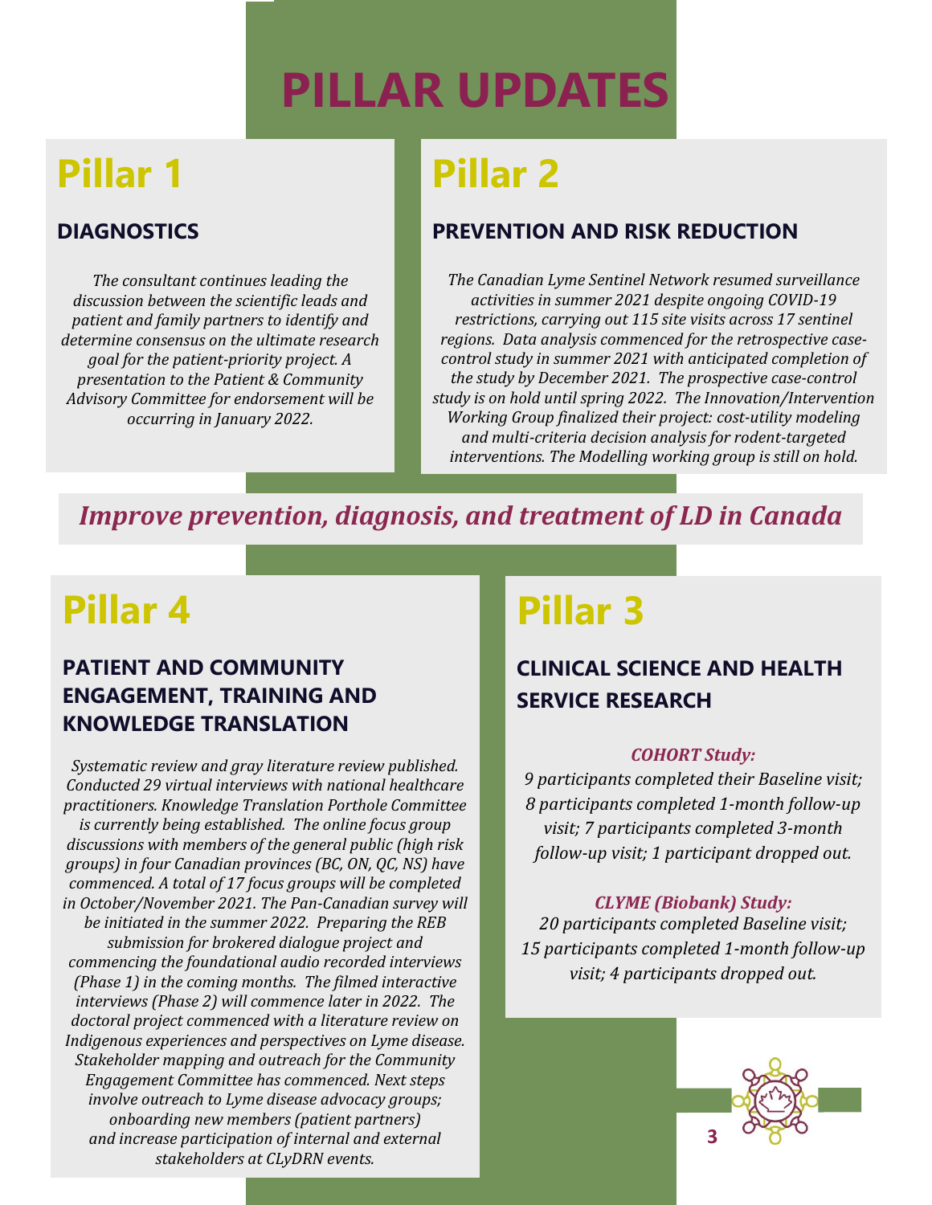# PILLAR UPDATES

## Pillar 1

### DIAGNOSTICS

*The consultant continues leading the discussion between the scientific leads and patient and family partners to identify and determine consensus on the ultimate research goal for the patient-priority project. A presentation to the Patient & Community Advisory Committee for endorsement will be occurring in January 2022.*

## Pillar 2

### PREVENTION AND RISK REDUCTION

*The Canadian Lyme Sentinel Network resumed surveillance activities in summer 2021 despite ongoing COVID-19 restrictions, carrying out 115 site visits across 17 sentinel regions. Data analysis commenced for the retrospective case-control study in summer 2021 with anticipated completion of the study by December 2021. The prospective case-control study is on hold until spring 2022. The Innovation/Intervention Working Group finalized their project: cost-utility modeling and multi-criteria decision analysis for rodent-targeted interventions. The Modelling working group is still on hold.*

***Improve prevention, diagnosis, and treatment of LD in Canada***

## Pillar 3

### CLINICAL SCIENCE AND HEALTH SERVICE RESEARCH

***COHORT Study:***

*9 participants completed their Baseline visit; 8 participants completed 1-month follow-up visit; 7 participants completed 3-month follow-up visit; 1 participant dropped out.*

***CLYME (Biobank) Study:***

*20 participants completed Baseline visit; 15 participants completed 1-month follow-up visit; 4 participants dropped out.*

## Pillar 4

### PATIENT AND COMMUNITY ENGAGEMENT, TRAINING AND KNOWLEDGE TRANSLATION

*Systematic review and gray literature review published. Conducted 29 virtual interviews with national healthcare practitioners. Knowledge Translation Porthole Committee is currently being established. The online focus group discussions with members of the general public (high risk groups) in four Canadian provinces (BC, ON, QC, NS) have commenced. A total of 17 focus groups will be completed in October/November 2021. The Pan-Canadian survey will be initiated in the summer 2022. Preparing the REB submission for brokered dialogue project and commencing the foundational audio recorded interviews (Phase 1) in the coming months. The filmed interactive interviews (Phase 2) will commence later in 2022. The doctoral project commenced with a literature review on Indigenous experiences and perspectives on Lyme disease. Stakeholder mapping and outreach for the Community Engagement Committee has commenced. Next steps involve outreach to Lyme disease advocacy groups; onboarding new members (patient partners) and increase participation of internal and external stakeholders at CLyDRN events.*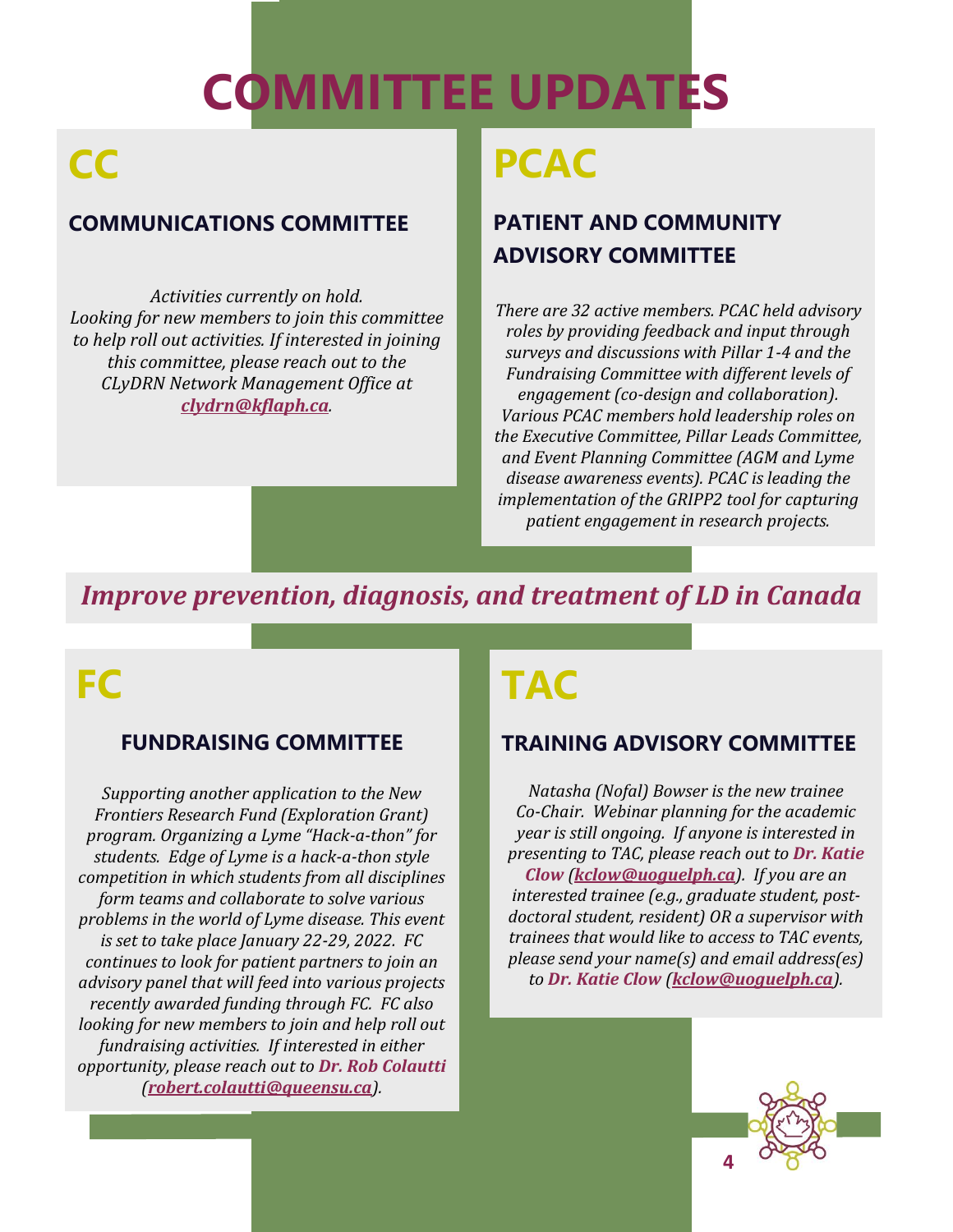# COMMITTEE UPDATES

## CC

### COMMUNICATIONS COMMITTEE

*Activities currently on hold. Looking for new members to join this committee to help roll out activities. If interested in joining this committee, please reach out to the CLyDRN Network Management Office at [clydrn@kflaph.ca](mailto:clydrn@kflaph.ca).*

## PCAC

### PATIENT AND COMMUNITY ADVISORY COMMITTEE

*There are 32 active members. PCAC held advisory roles by providing feedback and input through surveys and discussions with Pillar 1-4 and the Fundraising Committee with different levels of engagement (co-design and collaboration). Various PCAC members hold leadership roles on the Executive Committee, Pillar Leads Committee, and Event Planning Committee (AGM and Lyme disease awareness events). PCAC is leading the implementation of the GRIPP2 tool for capturing patient engagement in research projects.*

***Improve prevention, diagnosis, and treatment of LD in Canada***

## FC

### FUNDRAISING COMMITTEE

*Supporting another application to the New Frontiers Research Fund (Exploration Grant) program. Organizing a Lyme "Hack-a-thon" for students. Edge of Lyme is a hack-a-thon style competition in which students from all disciplines form teams and collaborate to solve various problems in the world of Lyme disease. This event is set to take place January 22-29, 2022. FC continues to look for patient partners to join an advisory panel that will feed into various projects recently awarded funding through FC. FC also looking for new members to join and help roll out fundraising activities. If interested in either opportunity, please reach out to **Dr. Rob Colautti** ([robert.colautti@queensu.ca](mailto:robert.colautti@queensu.ca)).*

## TAC

### TRAINING ADVISORY COMMITTEE

*Natasha (Nofal) Bowser is the new trainee Co-Chair. Webinar planning for the academic year is still ongoing. If anyone is interested in presenting to TAC, please reach out to **Dr. Katie Clow** ([kclow@uoguelph.ca](mailto:kclow@uoguelph.ca)). If you are an interested trainee (e.g., graduate student, post-doctoral student, resident) OR a supervisor with trainees that would like to access to TAC events, please send your name(s) and email address(es) to **Dr. Katie Clow** ([kclow@uoguelph.ca](mailto:kclow@uoguelph.ca)).*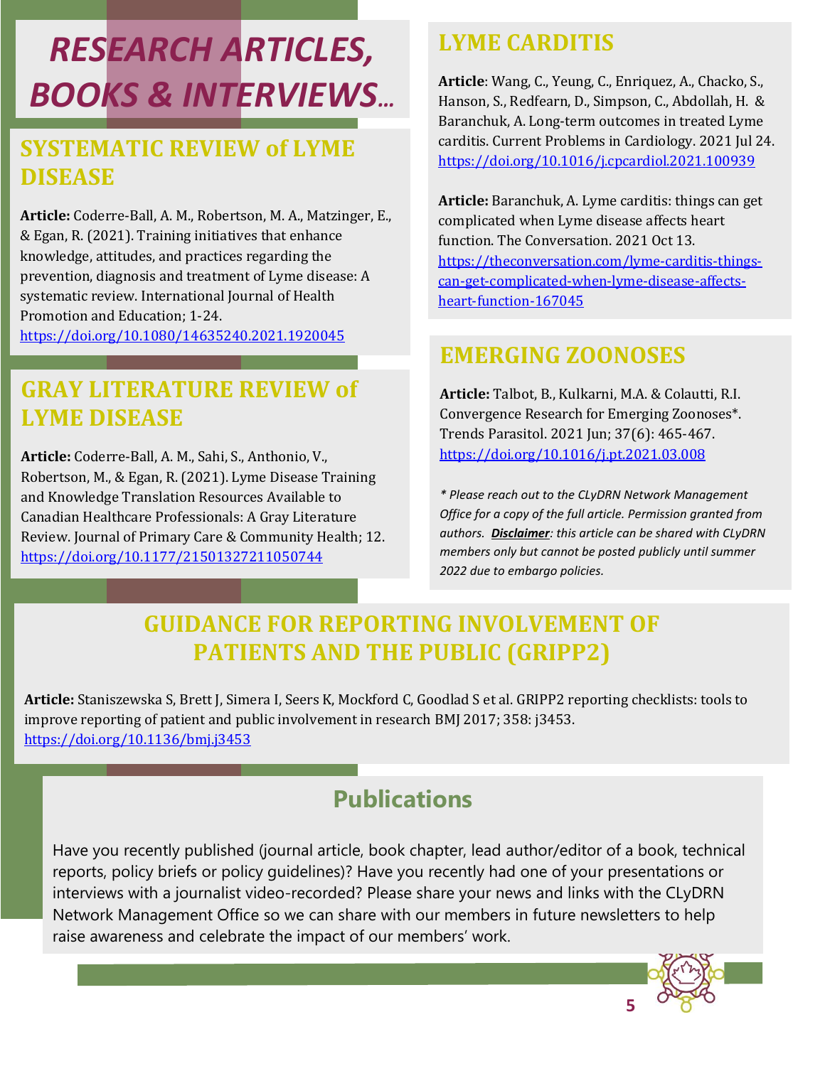# RESEARCH ARTICLES, BOOKS & INTERVIEWS...

## SYSTEMATIC REVIEW of LYME DISEASE

**Article:** Coderre-Ball, A. M., Robertson, M. A., Matzinger, E., & Egan, R. (2021). Training initiatives that enhance knowledge, attitudes, and practices regarding the prevention, diagnosis and treatment of Lyme disease: A systematic review. International Journal of Health Promotion and Education; 1-24. https://doi.org/10.1080/14635240.2021.1920045

## GRAY LITERATURE REVIEW of LYME DISEASE

**Article:** Coderre-Ball, A. M., Sahi, S., Anthonio, V., Robertson, M., & Egan, R. (2021). Lyme Disease Training and Knowledge Translation Resources Available to Canadian Healthcare Professionals: A Gray Literature Review. Journal of Primary Care & Community Health; 12. https://doi.org/10.1177/21501327211050744

## LYME CARDITIS

**Article**: Wang, C., Yeung, C., Enriquez, A., Chacko, S., Hanson, S., Redfearn, D., Simpson, C., Abdollah, H. & Baranchuk, A. Long-term outcomes in treated Lyme carditis. Current Problems in Cardiology. 2021 Jul 24. https://doi.org/10.1016/j.cpcardiol.2021.100939

**Article:** Baranchuk, A. Lyme carditis: things can get complicated when Lyme disease affects heart function. The Conversation. 2021 Oct 13. https://theconversation.com/lyme-carditis-things-can-get-complicated-when-lyme-disease-affects-heart-function-167045

## EMERGING ZOONOSES

**Article:** Talbot, B., Kulkarni, M.A. & Colautti, R.I. Convergence Research for Emerging Zoonoses*. Trends Parasitol. 2021 Jun; 37(6): 465-467. https://doi.org/10.1016/j.pt.2021.03.008

*\* Please reach out to the CLyDRN Network Management Office for a copy of the full article. Permission granted from authors. __Disclaimer__: this article can be shared with CLyDRN members only but cannot be posted publicly until summer 2022 due to embargo policies.*

## GUIDANCE FOR REPORTING INVOLVEMENT OF PATIENTS AND THE PUBLIC (GRIPP2)

**Article:** Staniszewska S, Brett J, Simera I, Seers K, Mockford C, Goodlad S et al. GRIPP2 reporting checklists: tools to improve reporting of patient and public involvement in research BMJ 2017; 358: j3453. https://doi.org/10.1136/bmj.j3453

## Publications

Have you recently published (journal article, book chapter, lead author/editor of a book, technical reports, policy briefs or policy guidelines)? Have you recently had one of your presentations or interviews with a journalist video-recorded? Please share your news and links with the CLyDRN Network Management Office so we can share with our members in future newsletters to help raise awareness and celebrate the impact of our members' work.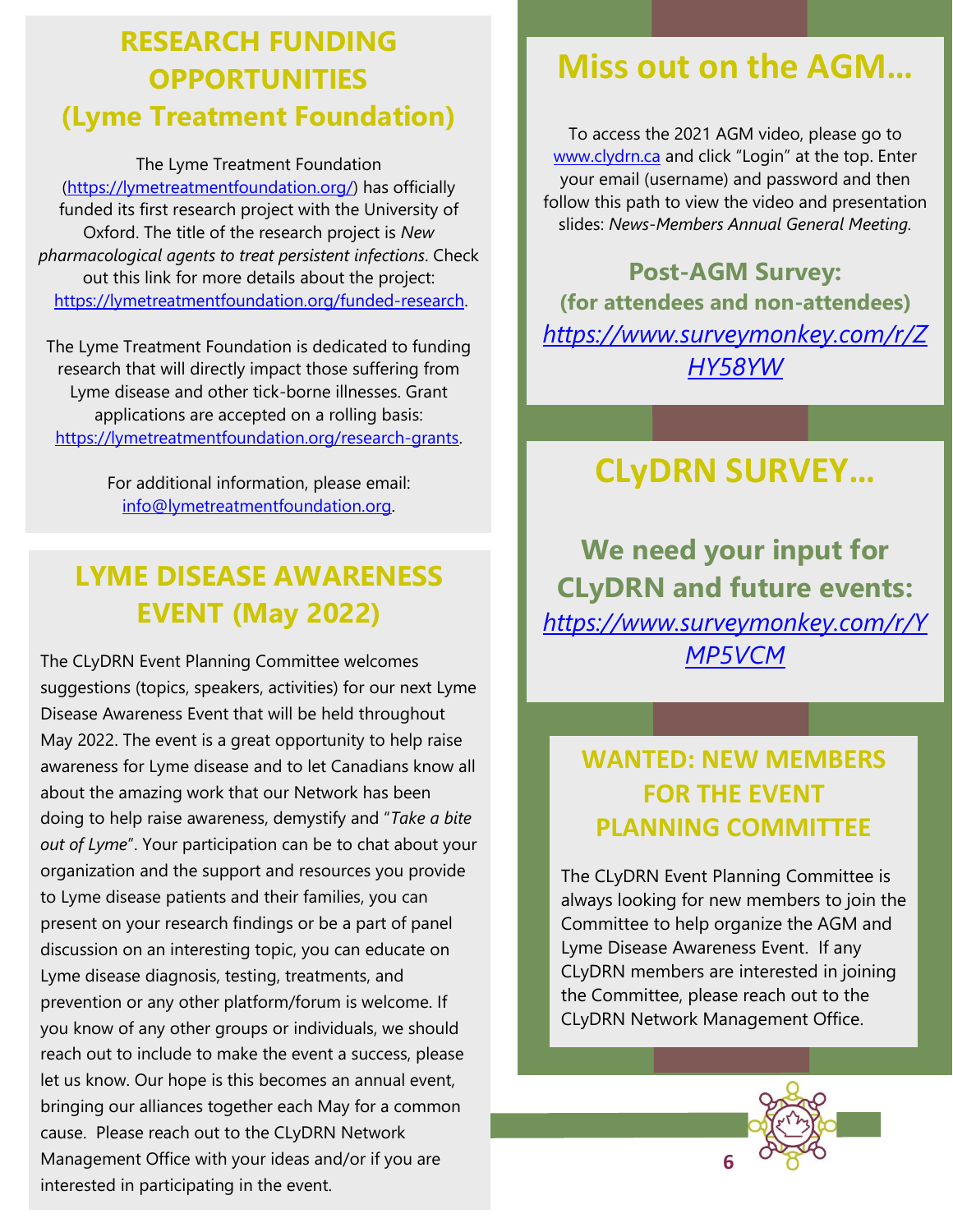## RESEARCH FUNDING OPPORTUNITIES (Lyme Treatment Foundation)

The Lyme Treatment Foundation (https://lymetreatmentfoundation.org/) has officially funded its first research project with the University of Oxford. The title of the research project is *New pharmacological agents to treat persistent infections*. Check out this link for more details about the project: https://lymetreatmentfoundation.org/funded-research.

The Lyme Treatment Foundation is dedicated to funding research that will directly impact those suffering from Lyme disease and other tick-borne illnesses. Grant applications are accepted on a rolling basis: https://lymetreatmentfoundation.org/research-grants.

For additional information, please email: info@lymetreatmentfoundation.org.

## LYME DISEASE AWARENESS EVENT (May 2022)

The CLyDRN Event Planning Committee welcomes suggestions (topics, speakers, activities) for our next Lyme Disease Awareness Event that will be held throughout May 2022. The event is a great opportunity to help raise awareness for Lyme disease and to let Canadians know all about the amazing work that our Network has been doing to help raise awareness, demystify and "*Take a bite out of Lyme*". Your participation can be to chat about your organization and the support and resources you provide to Lyme disease patients and their families, you can present on your research findings or be a part of panel discussion on an interesting topic, you can educate on Lyme disease diagnosis, testing, treatments, and prevention or any other platform/forum is welcome. If you know of any other groups or individuals, we should reach out to include to make the event a success, please let us know. Our hope is this becomes an annual event, bringing our alliances together each May for a common cause. Please reach out to the CLyDRN Network Management Office with your ideas and/or if you are interested in participating in the event.

## Miss out on the AGM…

To access the 2021 AGM video, please go to www.clydrn.ca and click "Login" at the top. Enter your email (username) and password and then follow this path to view the video and presentation slides: *News-Members Annual General Meeting.*

**Post-AGM Survey:**
**(for attendees and non-attendees)**

*https://www.surveymonkey.com/r/ZHY58YW*

## CLyDRN SURVEY…

**We need your input for CLyDRN and future events:**

*https://www.surveymonkey.com/r/YMP5VCM*

## WANTED: NEW MEMBERS FOR THE EVENT PLANNING COMMITTEE

The CLyDRN Event Planning Committee is always looking for new members to join the Committee to help organize the AGM and Lyme Disease Awareness Event. If any CLyDRN members are interested in joining the Committee, please reach out to the CLyDRN Network Management Office.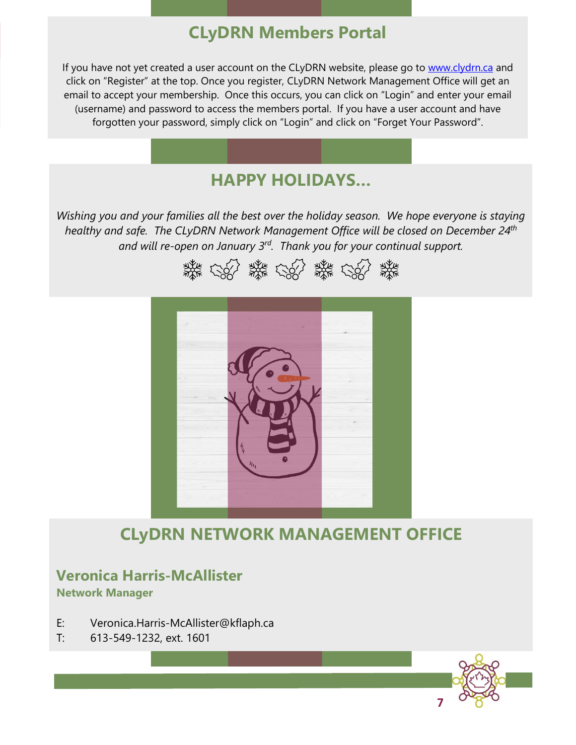## CLyDRN Members Portal

If you have not yet created a user account on the CLyDRN website, please go to [www.clydrn.ca](http://www.clydrn.ca) and click on "Register" at the top. Once you register, CLyDRN Network Management Office will get an email to accept your membership. Once this occurs, you can click on "Login" and enter your email (username) and password to access the members portal. If you have a user account and have forgotten your password, simply click on "Login" and click on "Forget Your Password".

## HAPPY HOLIDAYS...

*Wishing you and your families all the best over the holiday season. We hope everyone is staying healthy and safe. The CLyDRN Network Management Office will be closed on December 24th and will re-open on January 3rd. Thank you for your continual support.*

## CLyDRN NETWORK MANAGEMENT OFFICE

### Veronica Harris-McAllister

**Network Manager**

E: Veronica.Harris-McAllister@kflaph.ca
T: 613-549-1232, ext. 1601